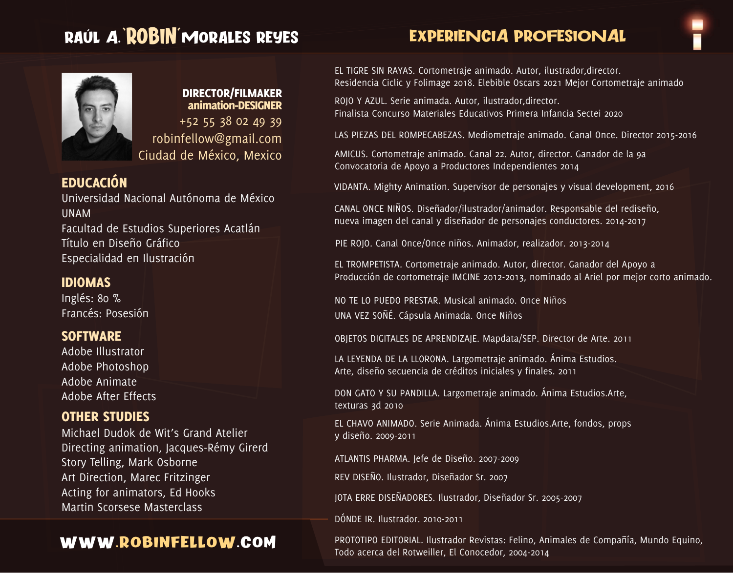# RAÚL A. 'ROBIN' MORALES REYES

**DIRECTOR/FILMAKER**
**animation-DESIGNER**
+52 55 38 02 49 39
robinfellow@gmail.com
Ciudad de México, Mexico

## EDUCACIÓN

Universidad Nacional Autónoma de México
UNAM
Facultad de Estudios Superiores Acatlán
Título en Diseño Gráfico
Especialidad en Ilustración

## IDIOMAS

Inglés: 80 %
Francés: Posesión

## SOFTWARE

Adobe Illustrator
Adobe Photoshop
Adobe Animate
Adobe After Effects

## OTHER STUDIES

Michael Dudok de Wit's Grand Atelier
Directing animation, Jacques-Rémy Girerd
Story Telling, Mark Osborne
Art Direction, Marec Fritzinger
Acting for animators, Ed Hooks
Martin Scorsese Masterclass

**WWW.ROBINFELLOW.COM**

## EXPERIENCIA PROFESIONAL

EL TIGRE SIN RAYAS. Cortometraje animado. Autor, ilustrador,director.
Residencia Ciclic y Folimage 2018. Elebible Oscars 2021 Mejor Cortometraje animado

ROJO Y AZUL. Serie animada. Autor, ilustrador,director.
Finalista Concurso Materiales Educativos Primera Infancia Sectei 2020

LAS PIEZAS DEL ROMPECABEZAS. Mediometraje animado. Canal Once. Director 2015-2016

AMICUS. Cortometraje animado. Canal 22. Autor, director. Ganador de la 9a
Convocatoria de Apoyo a Productores Independientes 2014

VIDANTA. Mighty Animation. Supervisor de personajes y visual development, 2016

CANAL ONCE NIÑOS. Diseñador/ilustrador/animador. Responsable del rediseño,
nueva imagen del canal y diseñador de personajes conductores. 2014-2017

PIE ROJO. Canal Once/Once niños. Animador, realizador. 2013-2014

EL TROMPETISTA. Cortometraje animado. Autor, director. Ganador del Apoyo a
Producción de cortometraje IMCINE 2012-2013, nominado al Ariel por mejor corto animado.

NO TE LO PUEDO PRESTAR. Musical animado. Once Niños
UNA VEZ SOÑÉ. Cápsula Animada. Once Niños

OBJETOS DIGITALES DE APRENDIZAJE. Mapdata/SEP. Director de Arte. 2011

LA LEYENDA DE LA LLORONA. Largometraje animado. Ánima Estudios.
Arte, diseño secuencia de créditos iniciales y finales. 2011

DON GATO Y SU PANDILLA. Largometraje animado. Ánima Estudios.Arte,
texturas 3d 2010

EL CHAVO ANIMADO. Serie Animada. Ánima Estudios.Arte, fondos, props
y diseño. 2009-2011

ATLANTIS PHARMA. Jefe de Diseño. 2007-2009

REV DISEÑO. Ilustrador, Diseñador Sr. 2007

JOTA ERRE DISEÑADORES. Ilustrador, Diseñador Sr. 2005-2007

DÓNDE IR. Ilustrador. 2010-2011

PROTOTIPO EDITORIAL. Ilustrador Revistas: Felino, Animales de Compañía, Mundo Equino,
Todo acerca del Rotweiller, El Conocedor, 2004-2014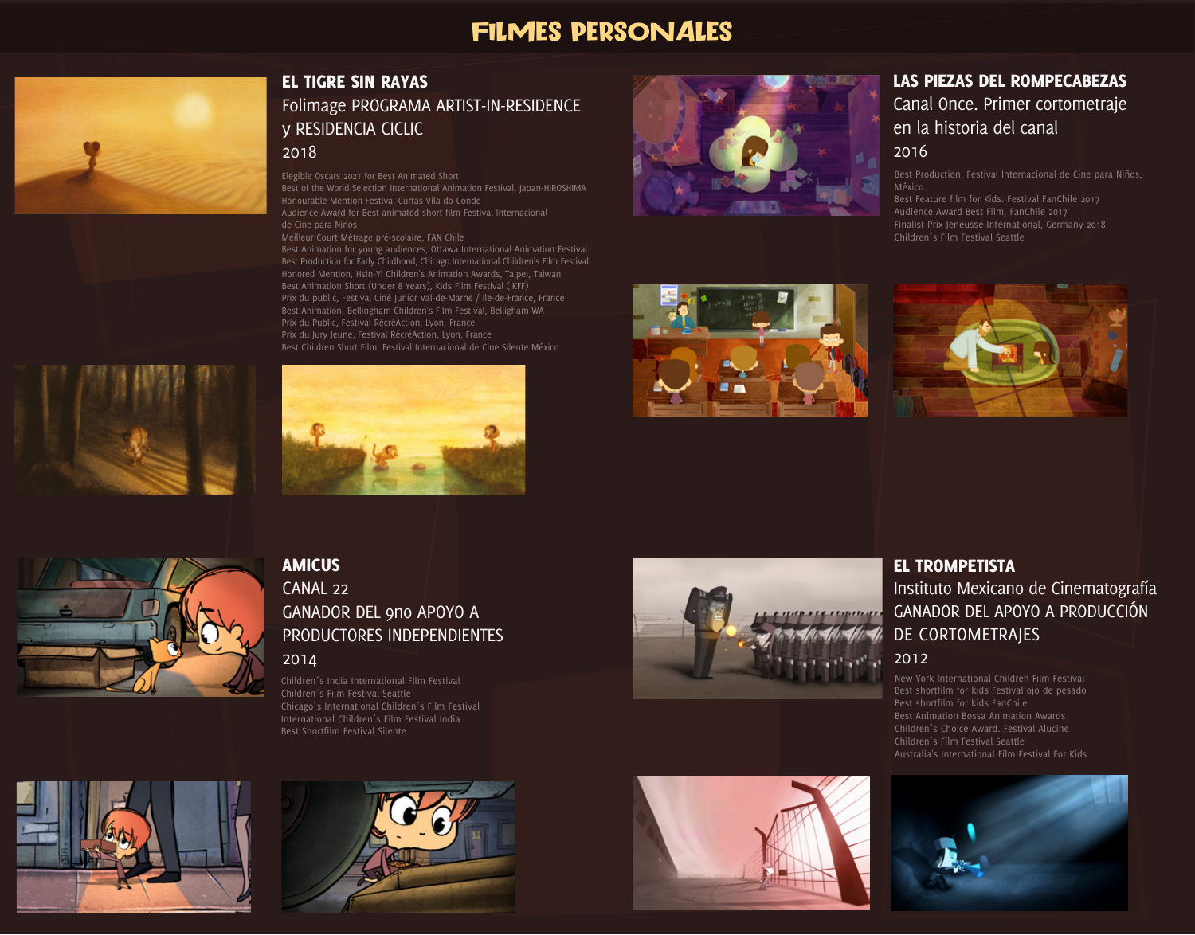# FILMES PERSONALES

## EL TIGRE SIN RAYAS

Folimage PROGRAMA ARTIST-IN-RESIDENCE y RESIDENCIA CICLIC

2018

Elegible Oscars 2021 for Best Animated Short
Best of the World Selection International Animation Festival, Japan-HIROSHIMA
Honourable Mention Festival Curtas Vila do Conde
Audience Award for Best animated short film Festival Internacional de Cine para Niños
Meilleur Court Métrage pré-scolaire, FAN Chile
Best Animation for young audiences, Ottawa International Animation Festival
Best Production for Early Childhood, Chicago International Children's Film Festival
Honored Mention, Hsin-Yi Children's Animation Awards, Taipei, Taiwan
Best Animation Short (Under 8 Years), Kids Film Festival (IKFF)
Prix du public, Festival Ciné Junior Val-de-Marne / Ile-de-France, France
Best Animation, Bellingham Children's Film Festival, Belligham WA
Prix du Public, Festival RécréAction, Lyon, France
Prix du Jury Jeune, Festival RécréAction, Lyon, France
Best Children Short Film, Festival Internacional de Cine Silente México

## LAS PIEZAS DEL ROMPECABEZAS

Canal Once. Primer cortometraje en la historia del canal

2016

Best Production. Festival Internacional de Cine para Niños, México.
Best Feature film for Kids. Festival FanChile 2017
Audience Award Best Film, FanChile 2017
Finalist Prix Jeneusse International, Germany 2018
Children´s Film Festival Seattle

## AMICUS

CANAL 22

GANADOR DEL 9no APOYO A PRODUCTORES INDEPENDIENTES

2014

Children´s India International Film Festival
Children´s Film Festival Seattle
Chicago´s International Children´s Film Festival
International Children´s Film Festival India
Best Shortfilm Festival Silente

## EL TROMPETISTA

Instituto Mexicano de Cinematografía

GANADOR DEL APOYO A PRODUCCIÓN DE CORTOMETRAJES

2012

New York International Children Film Festival
Best shortfilm for kids Festival ojo de pesado
Best shortfilm for kids FanChile
Best Animation Bossa Animation Awards
Children´s Choice Award. Festival Alucine
Children´s Film Festival Seattle
Australia's International Film Festival For Kids